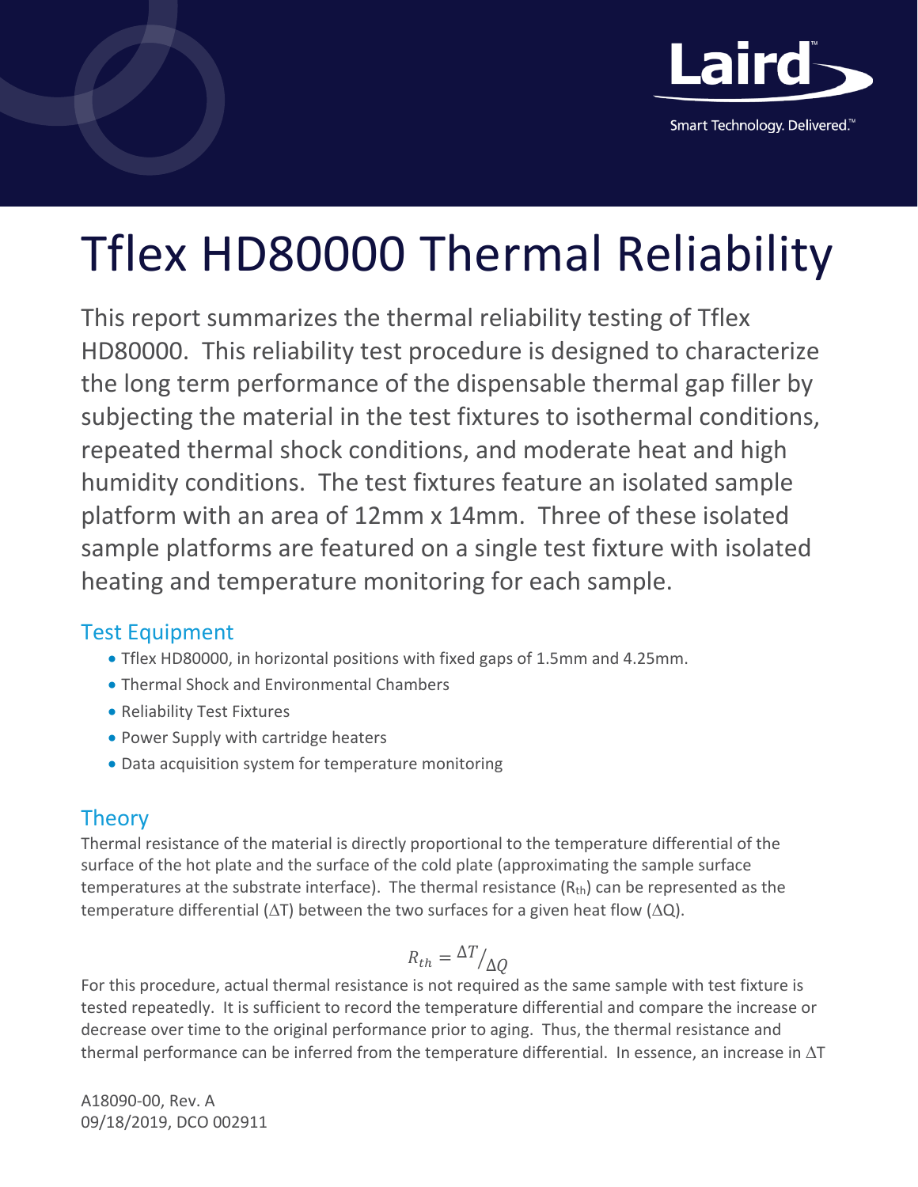# Tflex HD80000 Thermal Reliability

This report summarizes the thermal reliability testing of Tflex HD80000. This reliability test procedure is designed to characterize the long term performance of the dispensable thermal gap filler by subjecting the material in the test fixtures to isothermal conditions, repeated thermal shock conditions, and moderate heat and high humidity conditions. The test fixtures feature an isolated sample platform with an area of 12mm x 14mm. Three of these isolated sample platforms are featured on a single test fixture with isolated heating and temperature monitoring for each sample.

## Test Equipment

- Tflex HD80000, in horizontal positions with fixed gaps of 1.5mm and 4.25mm.
- Thermal Shock and Environmental Chambers
- Reliability Test Fixtures
- Power Supply with cartridge heaters
- Data acquisition system for temperature monitoring

## Theory

Thermal resistance of the material is directly proportional to the temperature differential of the surface of the hot plate and the surface of the cold plate (approximating the sample surface temperatures at the substrate interface). The thermal resistance ($R_{th}$) can be represented as the temperature differential ($\Delta T$) between the two surfaces for a given heat flow ($\Delta Q$).

$$R_{th} = {}^{\Delta T}/_{\Delta Q}$$

For this procedure, actual thermal resistance is not required as the same sample with test fixture is tested repeatedly. It is sufficient to record the temperature differential and compare the increase or decrease over time to the original performance prior to aging. Thus, the thermal resistance and thermal performance can be inferred from the temperature differential. In essence, an increase in $\Delta T$

A18090-00, Rev. A
09/18/2019, DCO 002911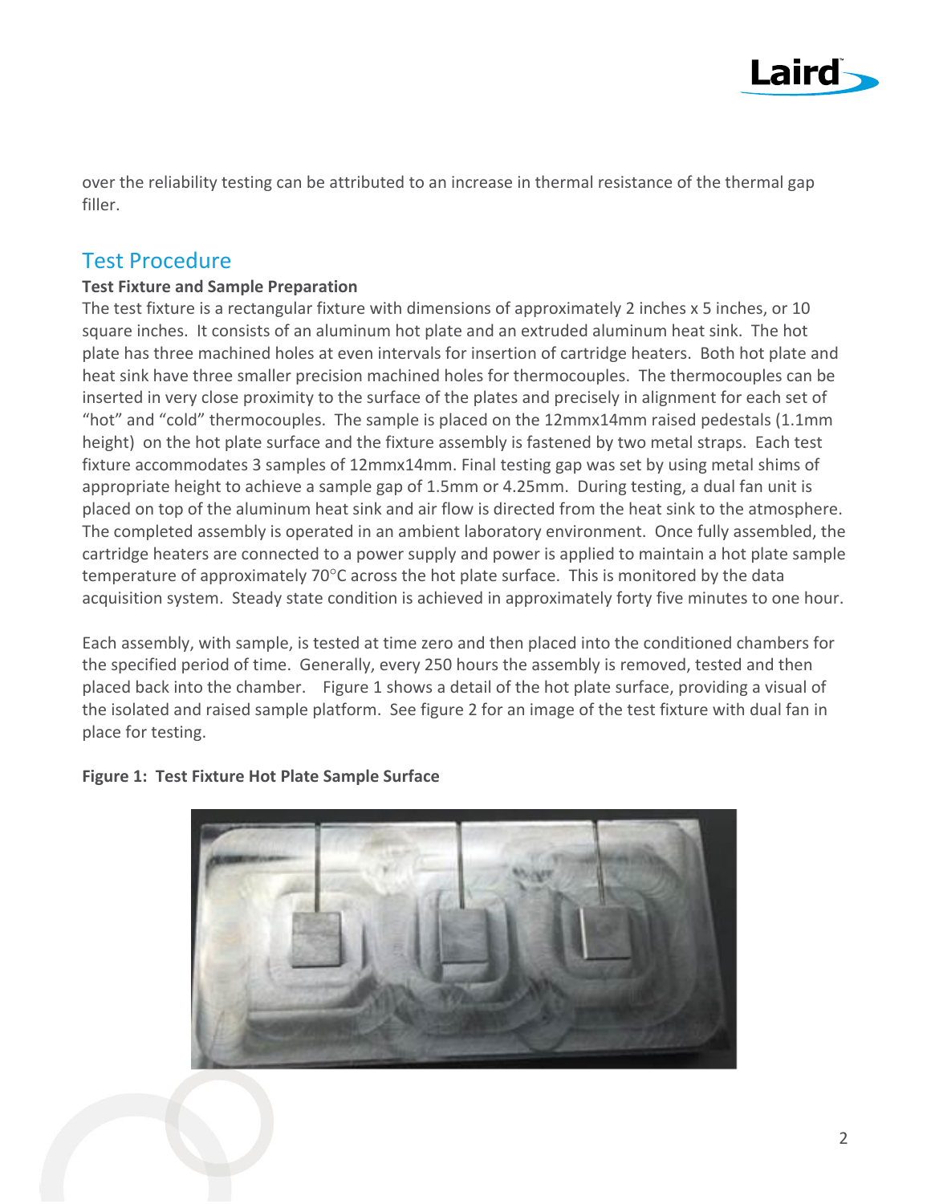over the reliability testing can be attributed to an increase in thermal resistance of the thermal gap filler.

## Test Procedure

**Test Fixture and Sample Preparation**

The test fixture is a rectangular fixture with dimensions of approximately 2 inches x 5 inches, or 10 square inches. It consists of an aluminum hot plate and an extruded aluminum heat sink. The hot plate has three machined holes at even intervals for insertion of cartridge heaters. Both hot plate and heat sink have three smaller precision machined holes for thermocouples. The thermocouples can be inserted in very close proximity to the surface of the plates and precisely in alignment for each set of "hot" and "cold" thermocouples. The sample is placed on the 12mmx14mm raised pedestals (1.1mm height) on the hot plate surface and the fixture assembly is fastened by two metal straps. Each test fixture accommodates 3 samples of 12mmx14mm. Final testing gap was set by using metal shims of appropriate height to achieve a sample gap of 1.5mm or 4.25mm. During testing, a dual fan unit is placed on top of the aluminum heat sink and air flow is directed from the heat sink to the atmosphere. The completed assembly is operated in an ambient laboratory environment. Once fully assembled, the cartridge heaters are connected to a power supply and power is applied to maintain a hot plate sample temperature of approximately 70°C across the hot plate surface. This is monitored by the data acquisition system. Steady state condition is achieved in approximately forty five minutes to one hour.

Each assembly, with sample, is tested at time zero and then placed into the conditioned chambers for the specified period of time. Generally, every 250 hours the assembly is removed, tested and then placed back into the chamber. Figure 1 shows a detail of the hot plate surface, providing a visual of the isolated and raised sample platform. See figure 2 for an image of the test fixture with dual fan in place for testing.

**Figure 1: Test Fixture Hot Plate Sample Surface**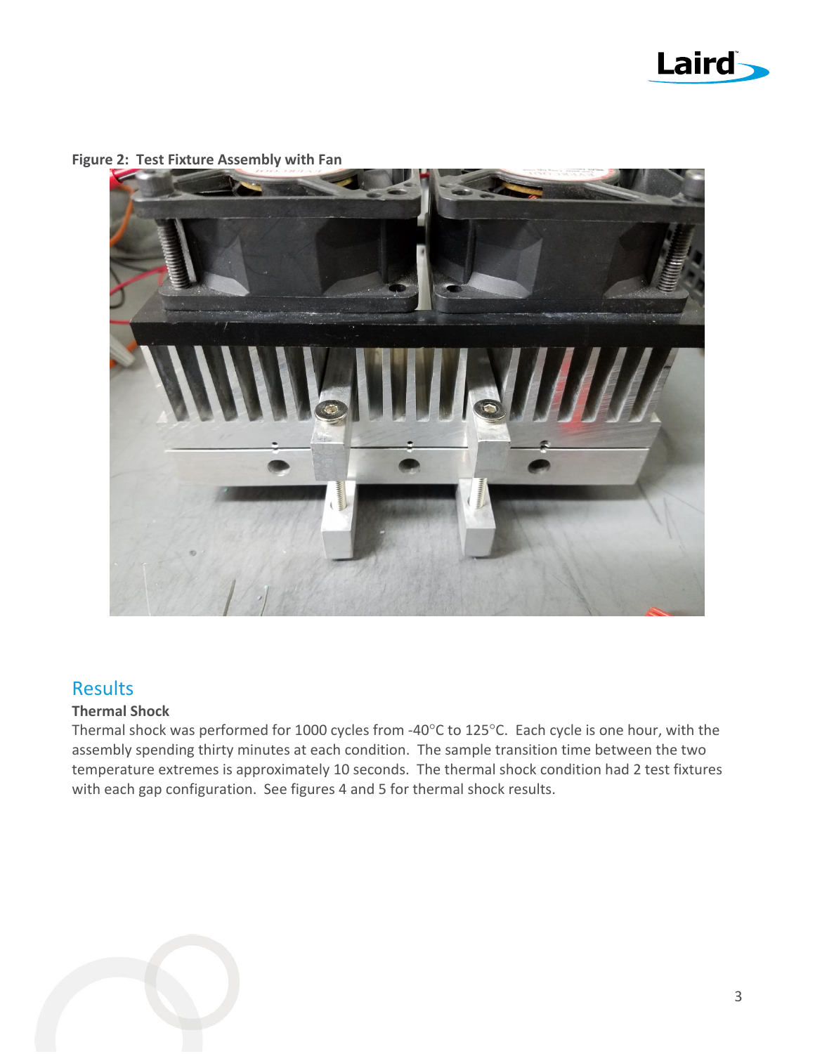**Figure 2: Test Fixture Assembly with Fan**

## Results

### Thermal Shock

Thermal shock was performed for 1000 cycles from -40°C to 125°C. Each cycle is one hour, with the assembly spending thirty minutes at each condition. The sample transition time between the two temperature extremes is approximately 10 seconds. The thermal shock condition had 2 test fixtures with each gap configuration. See figures 4 and 5 for thermal shock results.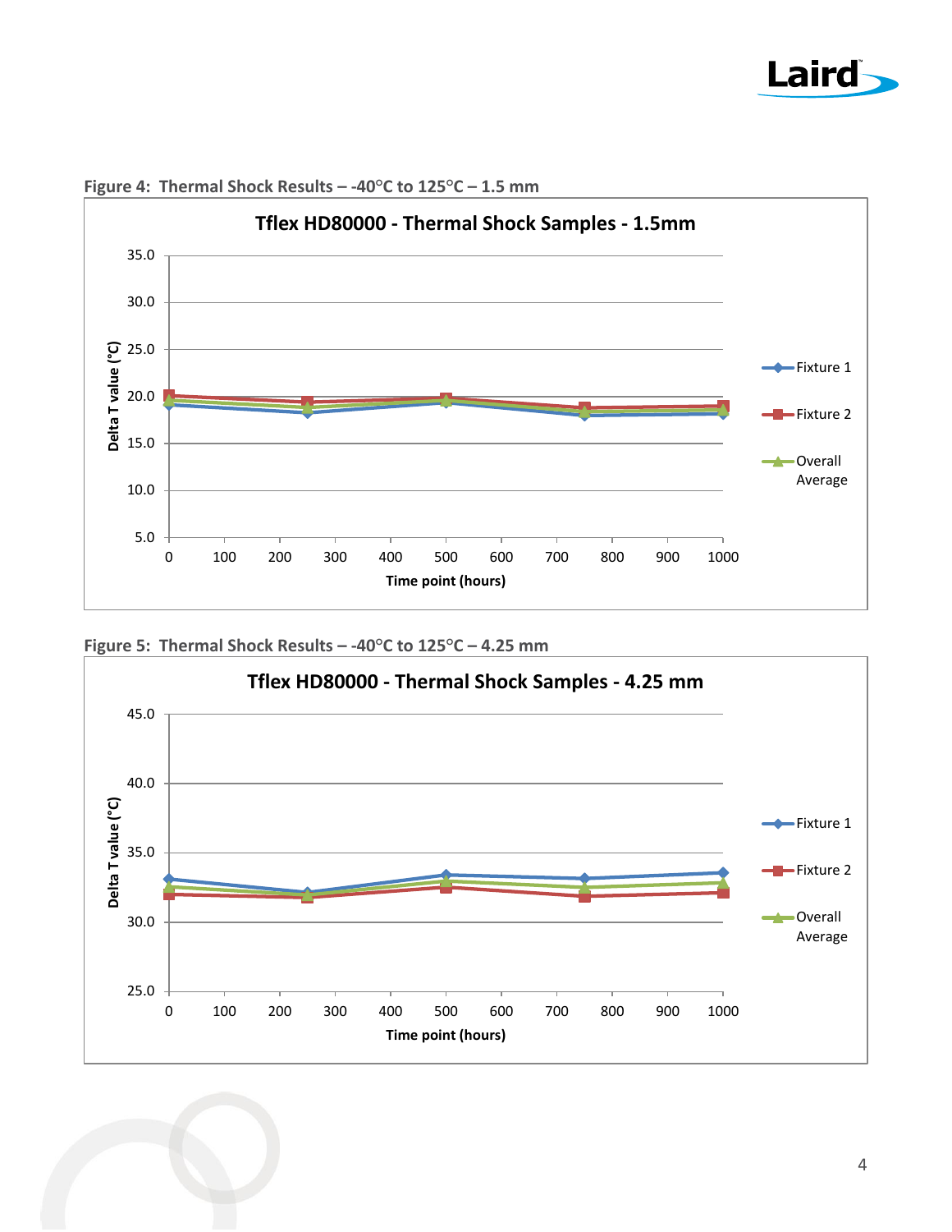**Figure 4: Thermal Shock Results – -40°C to 125°C – 1.5 mm**

**Figure 5: Thermal Shock Results – -40°C to 125°C – 4.25 mm**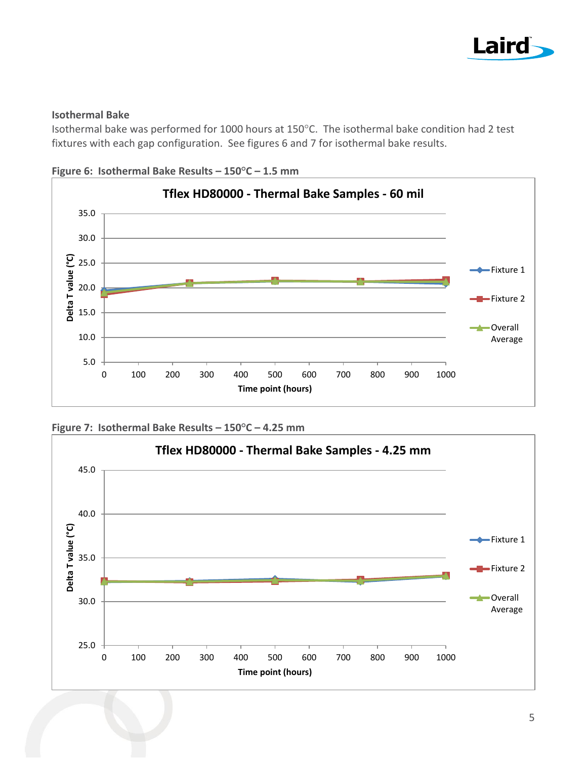### Isothermal Bake

Isothermal bake was performed for 1000 hours at 150°C. The isothermal bake condition had 2 test fixtures with each gap configuration. See figures 6 and 7 for isothermal bake results.

**Figure 6: Isothermal Bake Results – 150°C – 1.5 mm**

**Figure 7: Isothermal Bake Results – 150°C – 4.25 mm**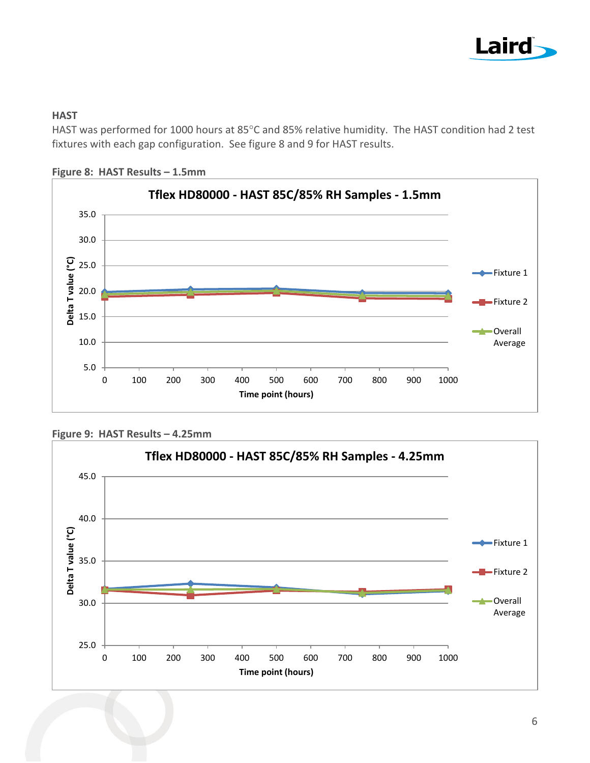## HAST

HAST was performed for 1000 hours at 85°C and 85% relative humidity. The HAST condition had 2 test fixtures with each gap configuration. See figure 8 and 9 for HAST results.

**Figure 8: HAST Results – 1.5mm**

**Figure 9: HAST Results – 4.25mm**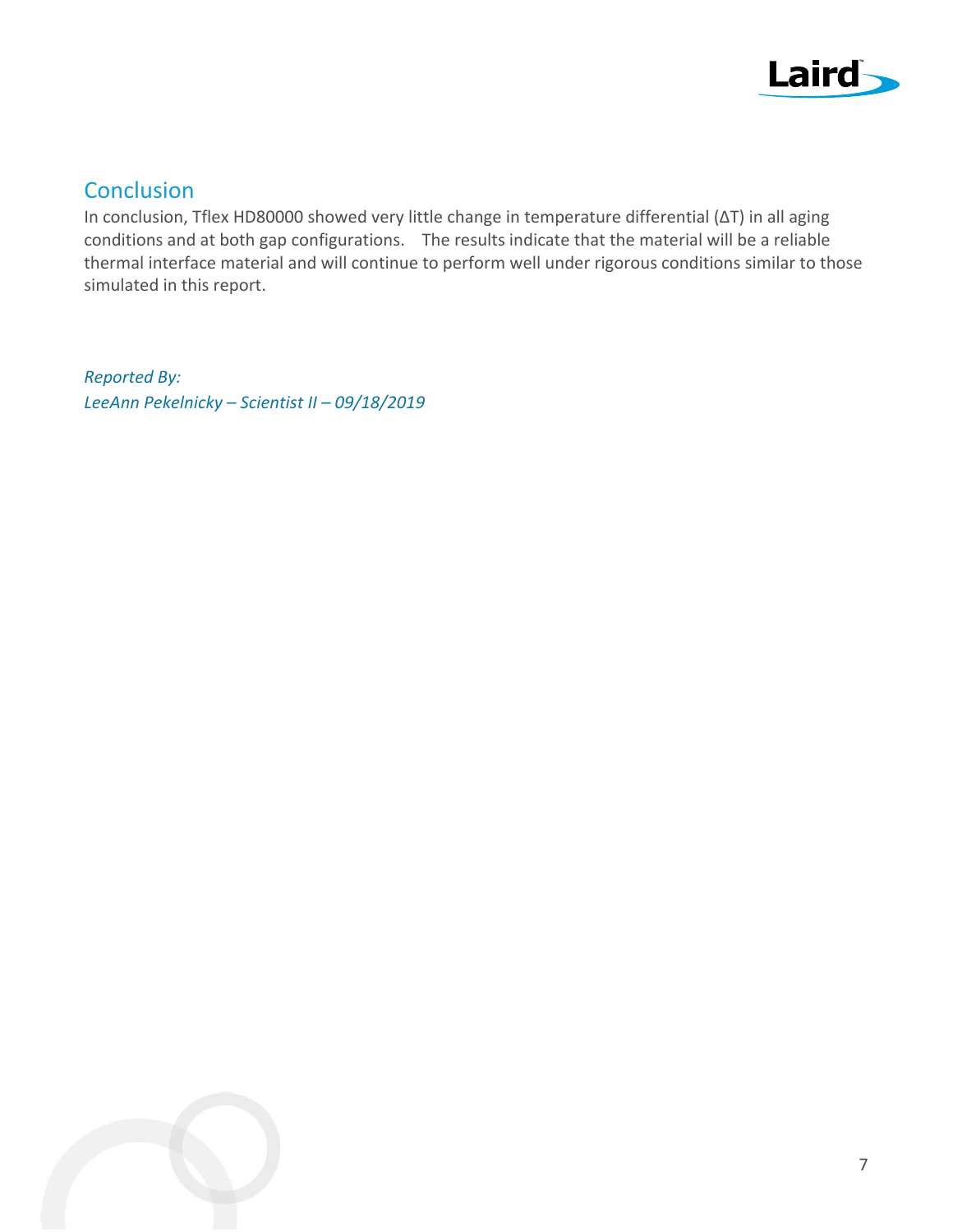## Conclusion

In conclusion, Tflex HD80000 showed very little change in temperature differential (ΔT) in all aging conditions and at both gap configurations. The results indicate that the material will be a reliable thermal interface material and will continue to perform well under rigorous conditions similar to those simulated in this report.

*Reported By:*
*LeeAnn Pekelnicky – Scientist II – 09/18/2019*